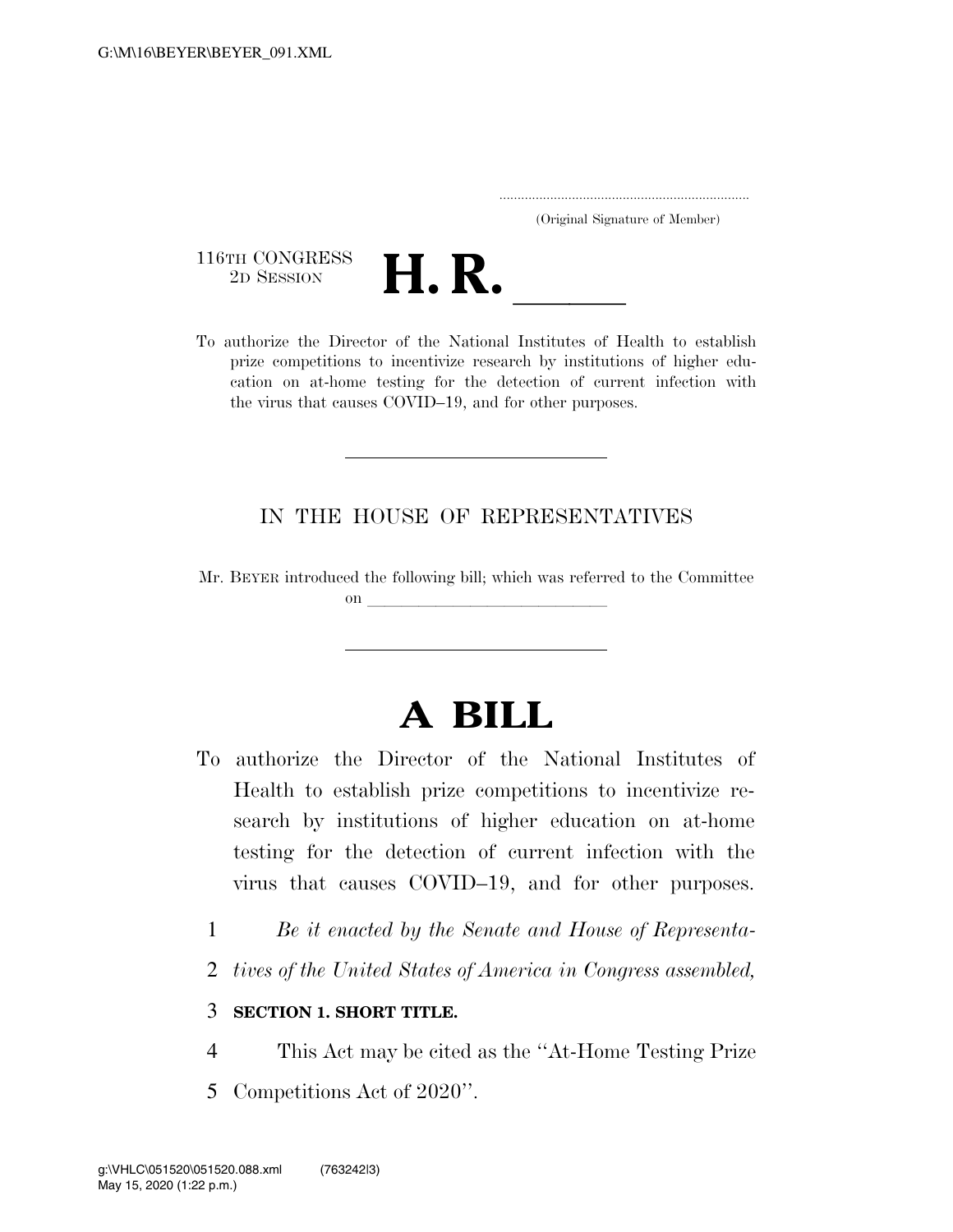(Original Signature of Member)

116TH CONGRESS
2D SESSION

# H. R. \_\_\_\_\_

To authorize the Director of the National Institutes of Health to establish prize competitions to incentivize research by institutions of higher education on at-home testing for the detection of current infection with the virus that causes COVID–19, and for other purposes.

---

IN THE HOUSE OF REPRESENTATIVES

Mr. BEYER introduced the following bill; which was referred to the Committee on \_\_\_\_\_\_\_\_\_\_\_\_\_\_\_\_\_\_\_\_\_\_\_\_\_\_\_\_\_\_

---

# A BILL

To authorize the Director of the National Institutes of Health to establish prize competitions to incentivize research by institutions of higher education on at-home testing for the detection of current infection with the virus that causes COVID–19, and for other purposes.

1 *Be it enacted by the Senate and House of Representa-*
2 *tives of the United States of America in Congress assembled,*

3 **SECTION 1. SHORT TITLE.**

4 This Act may be cited as the ''At-Home Testing Prize
5 Competitions Act of 2020''.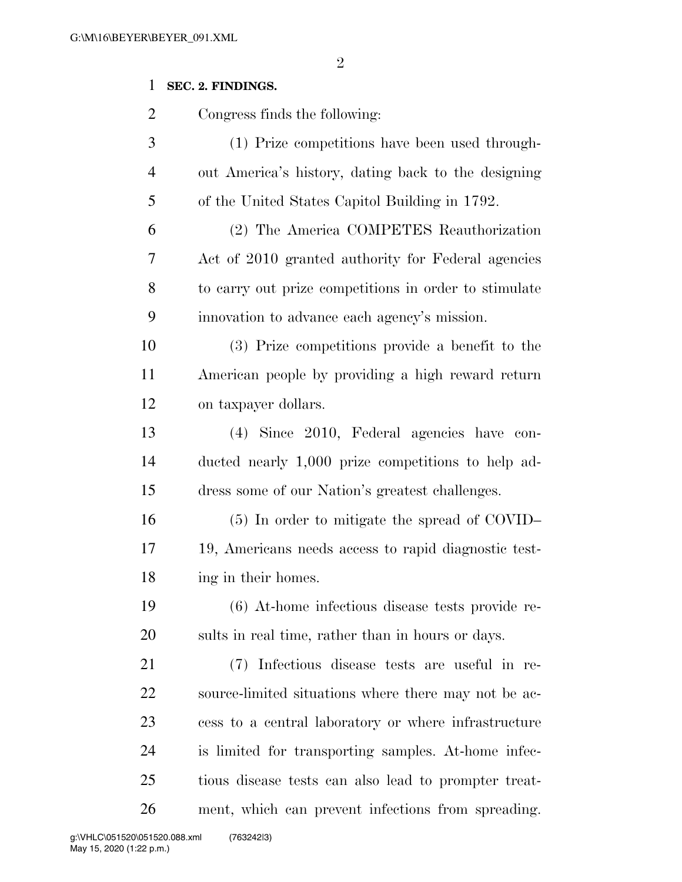**SEC. 2. FINDINGS.**

Congress finds the following:

(1) Prize competitions have been used throughout America's history, dating back to the designing of the United States Capitol Building in 1792.

(2) The America COMPETES Reauthorization Act of 2010 granted authority for Federal agencies to carry out prize competitions in order to stimulate innovation to advance each agency's mission.

(3) Prize competitions provide a benefit to the American people by providing a high reward return on taxpayer dollars.

(4) Since 2010, Federal agencies have conducted nearly 1,000 prize competitions to help address some of our Nation's greatest challenges.

(5) In order to mitigate the spread of COVID–19, Americans needs access to rapid diagnostic testing in their homes.

(6) At-home infectious disease tests provide results in real time, rather than in hours or days.

(7) Infectious disease tests are useful in resource-limited situations where there may not be access to a central laboratory or where infrastructure is limited for transporting samples. At-home infectious disease tests can also lead to prompter treatment, which can prevent infections from spreading.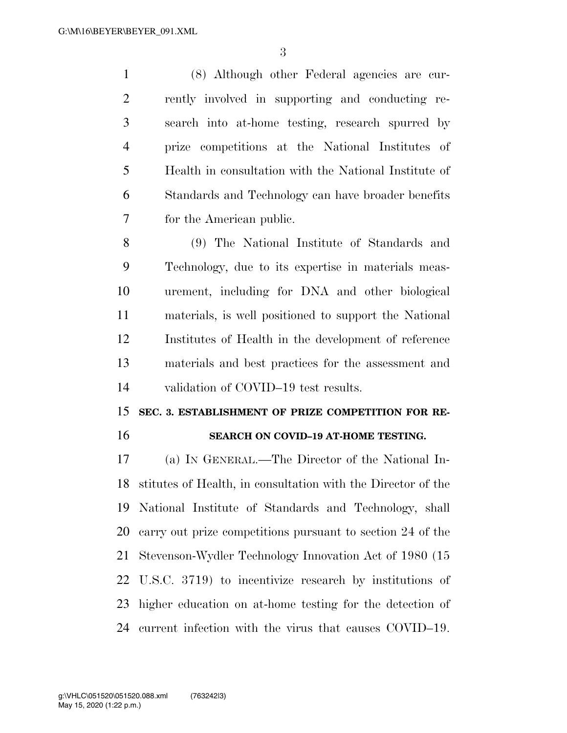(8) Although other Federal agencies are currently involved in supporting and conducting research into at-home testing, research spurred by prize competitions at the National Institutes of Health in consultation with the National Institute of Standards and Technology can have broader benefits for the American public.

(9) The National Institute of Standards and Technology, due to its expertise in materials measurement, including for DNA and other biological materials, is well positioned to support the National Institutes of Health in the development of reference materials and best practices for the assessment and validation of COVID–19 test results.

## SEC. 3. ESTABLISHMENT OF PRIZE COMPETITION FOR RESEARCH ON COVID–19 AT-HOME TESTING.

(a) IN GENERAL.—The Director of the National Institutes of Health, in consultation with the Director of the National Institute of Standards and Technology, shall carry out prize competitions pursuant to section 24 of the Stevenson-Wydler Technology Innovation Act of 1980 (15 U.S.C. 3719) to incentivize research by institutions of higher education on at-home testing for the detection of current infection with the virus that causes COVID–19.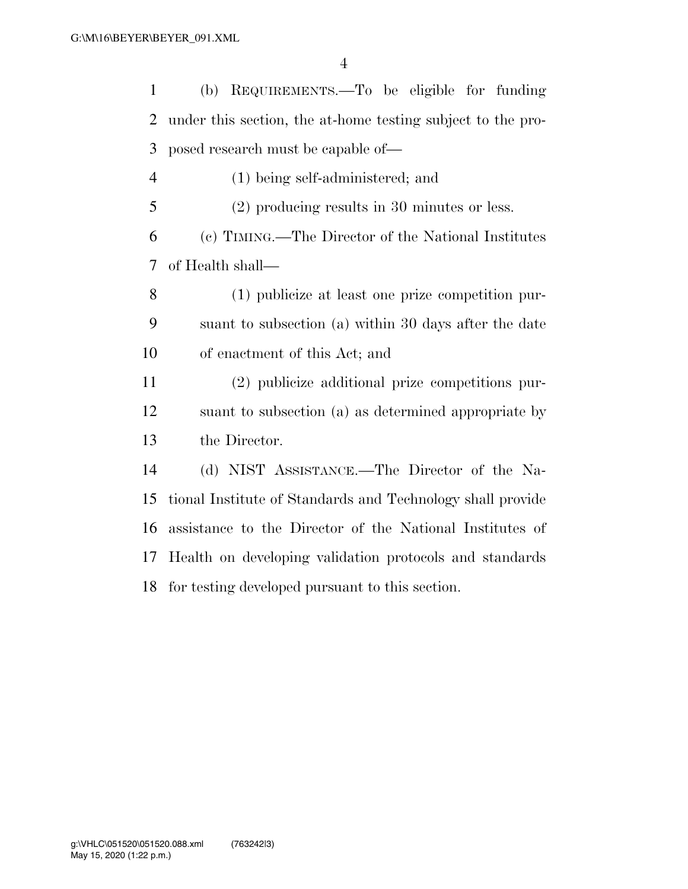(b) REQUIREMENTS.—To be eligible for funding under this section, the at-home testing subject to the proposed research must be capable of—

(1) being self-administered; and

(2) producing results in 30 minutes or less.

(c) TIMING.—The Director of the National Institutes of Health shall—

(1) publicize at least one prize competition pursuant to subsection (a) within 30 days after the date of enactment of this Act; and

(2) publicize additional prize competitions pursuant to subsection (a) as determined appropriate by the Director.

(d) NIST ASSISTANCE.—The Director of the National Institute of Standards and Technology shall provide assistance to the Director of the National Institutes of Health on developing validation protocols and standards for testing developed pursuant to this section.